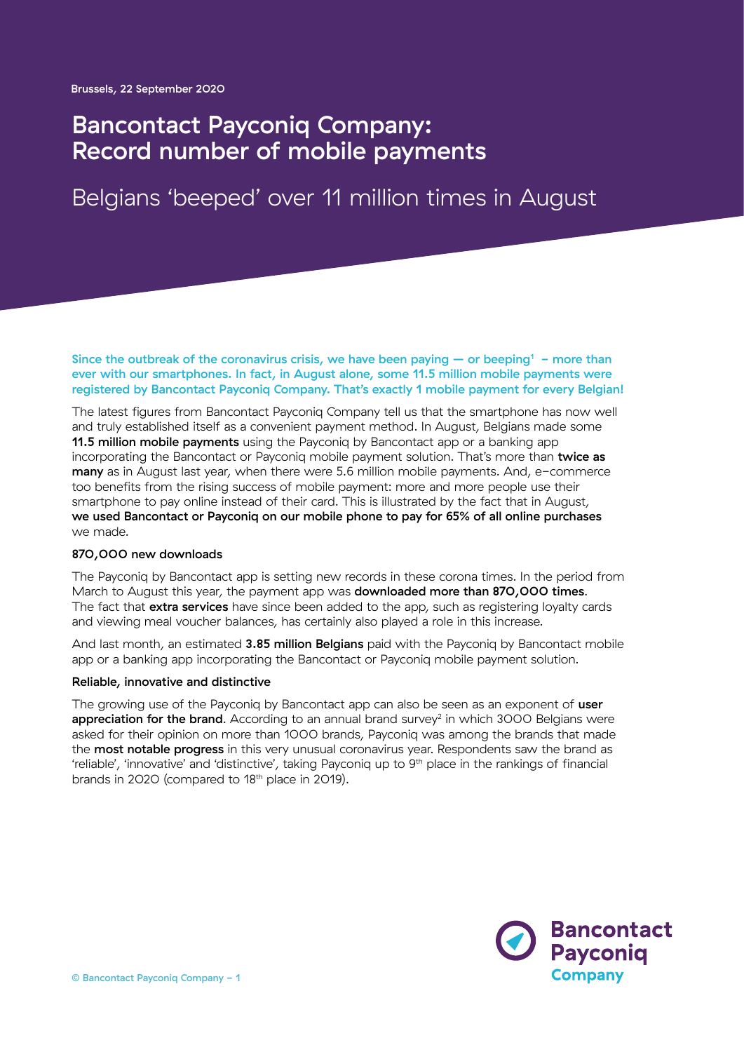Brussels, 22 September 2020

# Bancontact Payconiq Company: Record number of mobile payments

## Belgians 'beeped' over 11 million times in August

**Since the outbreak of the coronavirus crisis, we have been paying — or beeping[1] – more than ever with our smartphones. In fact, in August alone, some 11.5 million mobile payments were registered by Bancontact Payconiq Company. That's exactly 1 mobile payment for every Belgian!**

The latest figures from Bancontact Payconiq Company tell us that the smartphone has now well and truly established itself as a convenient payment method. In August, Belgians made some **11.5 million mobile payments** using the Payconiq by Bancontact app or a banking app incorporating the Bancontact or Payconiq mobile payment solution. That's more than **twice as many** as in August last year, when there were 5.6 million mobile payments. And, e-commerce too benefits from the rising success of mobile payment: more and more people use their smartphone to pay online instead of their card. This is illustrated by the fact that in August, **we used Bancontact or Payconiq on our mobile phone to pay for 65% of all online purchases** we made.

### 870,000 new downloads

The Payconiq by Bancontact app is setting new records in these corona times. In the period from March to August this year, the payment app was **downloaded more than 870,000 times**. The fact that **extra services** have since been added to the app, such as registering loyalty cards and viewing meal voucher balances, has certainly also played a role in this increase.

And last month, an estimated **3.85 million Belgians** paid with the Payconiq by Bancontact mobile app or a banking app incorporating the Bancontact or Payconiq mobile payment solution.

### Reliable, innovative and distinctive

The growing use of the Payconiq by Bancontact app can also be seen as an exponent of **user appreciation for the brand**. According to an annual brand survey[2] in which 3000 Belgians were asked for their opinion on more than 1000 brands, Payconiq was among the brands that made the **most notable progress** in this very unusual coronavirus year. Respondents saw the brand as 'reliable', 'innovative' and 'distinctive', taking Payconiq up to 9th place in the rankings of financial brands in 2020 (compared to 18th place in 2019).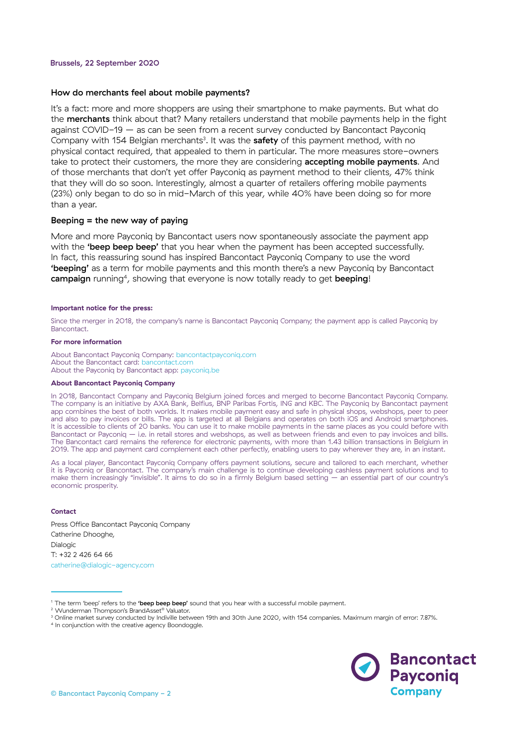Brussels, 22 September 2020

## How do merchants feel about mobile payments?

It's a fact: more and more shoppers are using their smartphone to make payments. But what do the **merchants** think about that? Many retailers understand that mobile payments help in the fight against COVID-19 — as can be seen from a recent survey conducted by Bancontact Payconiq Company with 154 Belgian merchants[3]. It was the **safety** of this payment method, with no physical contact required, that appealed to them in particular. The more measures store-owners take to protect their customers, the more they are considering **accepting mobile payments**. And of those merchants that don't yet offer Payconiq as payment method to their clients, 47% think that they will do so soon. Interestingly, almost a quarter of retailers offering mobile payments (23%) only began to do so in mid-March of this year, while 40% have been doing so for more than a year.

## Beeping = the new way of paying

More and more Payconiq by Bancontact users now spontaneously associate the payment app with the **'beep beep beep'** that you hear when the payment has been accepted successfully. In fact, this reassuring sound has inspired Bancontact Payconiq Company to use the word **'beeping'** as a term for mobile payments and this month there's a new Payconiq by Bancontact **campaign** running[4], showing that everyone is now totally ready to get **beeping**!

#### Important notice for the press:

Since the merger in 2018, the company's name is Bancontact Payconiq Company; the payment app is called Payconiq by Bancontact.

#### For more information

About Bancontact Payconiq Company: bancontactpayconiq.com
About the Bancontact card: bancontact.com
About the Payconiq by Bancontact app: payconiq.be

#### About Bancontact Payconiq Company

In 2018, Bancontact Company and Payconiq Belgium joined forces and merged to become Bancontact Payconiq Company. The company is an initiative by AXA Bank, Belfius, BNP Paribas Fortis, ING and KBC. The Payconiq by Bancontact payment app combines the best of both worlds. It makes mobile payment easy and safe in physical shops, webshops, peer to peer and also to pay invoices or bills. The app is targeted at all Belgians and operates on both iOS and Android smartphones. It is accessible to clients of 20 banks. You can use it to make mobile payments in the same places as you could before with Bancontact or Payconiq — i.e. in retail stores and webshops, as well as between friends and even to pay invoices and bills. The Bancontact card remains the reference for electronic payments, with more than 1.43 billion transactions in Belgium in 2019. The app and payment card complement each other perfectly, enabling users to pay wherever they are, in an instant.

As a local player, Bancontact Payconiq Company offers payment solutions, secure and tailored to each merchant, whether it is Payconiq or Bancontact. The company's main challenge is to continue developing cashless payment solutions and to make them increasingly "invisible". It aims to do so in a firmly Belgium based setting — an essential part of our country's economic prosperity.

#### Contact

Press Office Bancontact Payconiq Company
Catherine Dhooghe,
Dialogic
T: +32 2 426 64 66
catherine@dialogic-agency.com

---

[1] The term 'beep' refers to the **'beep beep beep'** sound that you hear with a successful mobile payment.
[2] Wunderman Thompson's BrandAsset® Valuator.
[3] Online market survey conducted by Indiville between 19th and 30th June 2020, with 154 companies. Maximum margin of error: 7.87%.
[4] In conjunction with the creative agency Boondoggle.

Bancontact Payconiq Company